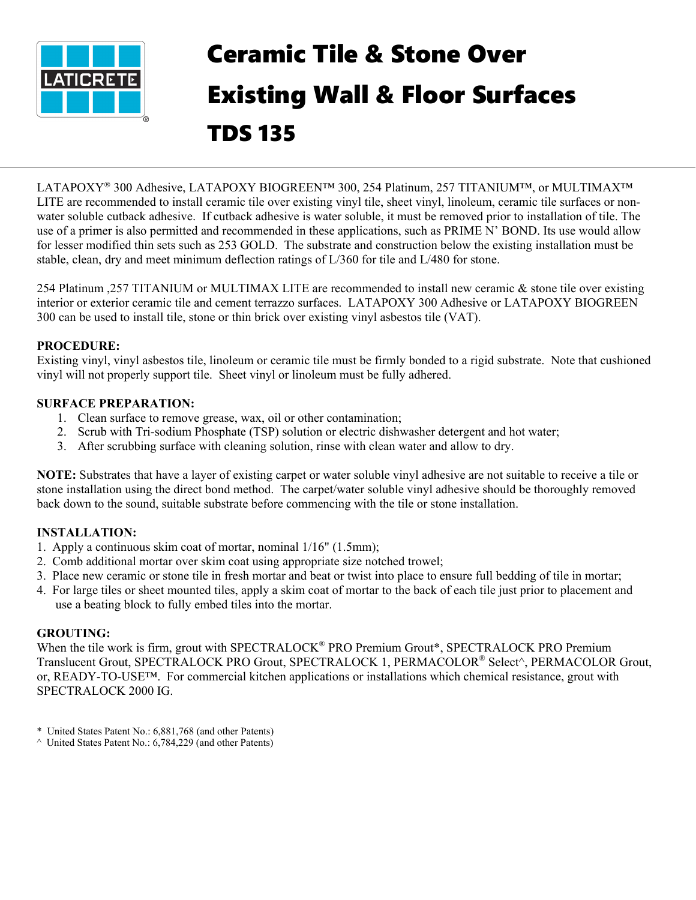# Ceramic Tile & Stone Over Existing Wall & Floor Surfaces

# TDS 135

LATAPOXY® 300 Adhesive, LATAPOXY BIOGREEN™ 300, 254 Platinum, 257 TITANIUM™, or MULTIMAX™ LITE are recommended to install ceramic tile over existing vinyl tile, sheet vinyl, linoleum, ceramic tile surfaces or non-water soluble cutback adhesive. If cutback adhesive is water soluble, it must be removed prior to installation of tile. The use of a primer is also permitted and recommended in these applications, such as PRIME N' BOND. Its use would allow for lesser modified thin sets such as 253 GOLD. The substrate and construction below the existing installation must be stable, clean, dry and meet minimum deflection ratings of L/360 for tile and L/480 for stone.

254 Platinum ,257 TITANIUM or MULTIMAX LITE are recommended to install new ceramic & stone tile over existing interior or exterior ceramic tile and cement terrazzo surfaces. LATAPOXY 300 Adhesive or LATAPOXY BIOGREEN 300 can be used to install tile, stone or thin brick over existing vinyl asbestos tile (VAT).

**PROCEDURE:**

Existing vinyl, vinyl asbestos tile, linoleum or ceramic tile must be firmly bonded to a rigid substrate. Note that cushioned vinyl will not properly support tile. Sheet vinyl or linoleum must be fully adhered.

**SURFACE PREPARATION:**

1. Clean surface to remove grease, wax, oil or other contamination;
2. Scrub with Tri-sodium Phosphate (TSP) solution or electric dishwasher detergent and hot water;
3. After scrubbing surface with cleaning solution, rinse with clean water and allow to dry.

**NOTE:** Substrates that have a layer of existing carpet or water soluble vinyl adhesive are not suitable to receive a tile or stone installation using the direct bond method. The carpet/water soluble vinyl adhesive should be thoroughly removed back down to the sound, suitable substrate before commencing with the tile or stone installation.

**INSTALLATION:**

1. Apply a continuous skim coat of mortar, nominal 1/16" (1.5mm);
2. Comb additional mortar over skim coat using appropriate size notched trowel;
3. Place new ceramic or stone tile in fresh mortar and beat or twist into place to ensure full bedding of tile in mortar;
4. For large tiles or sheet mounted tiles, apply a skim coat of mortar to the back of each tile just prior to placement and use a beating block to fully embed tiles into the mortar.

**GROUTING:**

When the tile work is firm, grout with SPECTRALOCK® PRO Premium Grout*, SPECTRALOCK PRO Premium Translucent Grout, SPECTRALOCK PRO Grout, SPECTRALOCK 1, PERMACOLOR® Select^, PERMACOLOR Grout, or, READY-TO-USE™. For commercial kitchen applications or installations which chemical resistance, grout with SPECTRALOCK 2000 IG.

\* United States Patent No.: 6,881,768 (and other Patents)

^ United States Patent No.: 6,784,229 (and other Patents)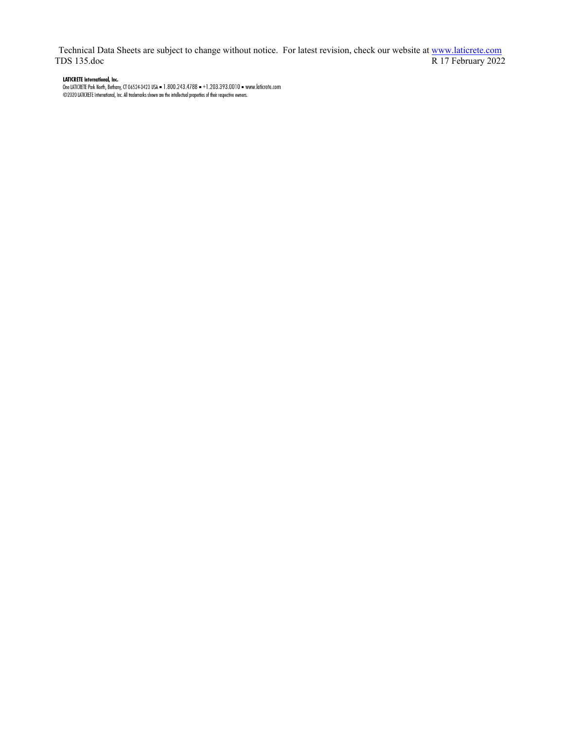Technical Data Sheets are subject to change without notice. For latest revision, check our website at [www.laticrete.com](http://www.laticrete.com)

TDS 135.doc R 17 February 2022

**LATICRETE International, Inc.**

One LATICRETE Park North, Bethany, CT 06524-3423 USA ▪ 1.800.243.4788 ▪ +1.203.393.0010 ▪ www.laticrete.com

©2020 LATICRETE International, Inc. All trademarks shown are the intellectual properties of their respective owners.